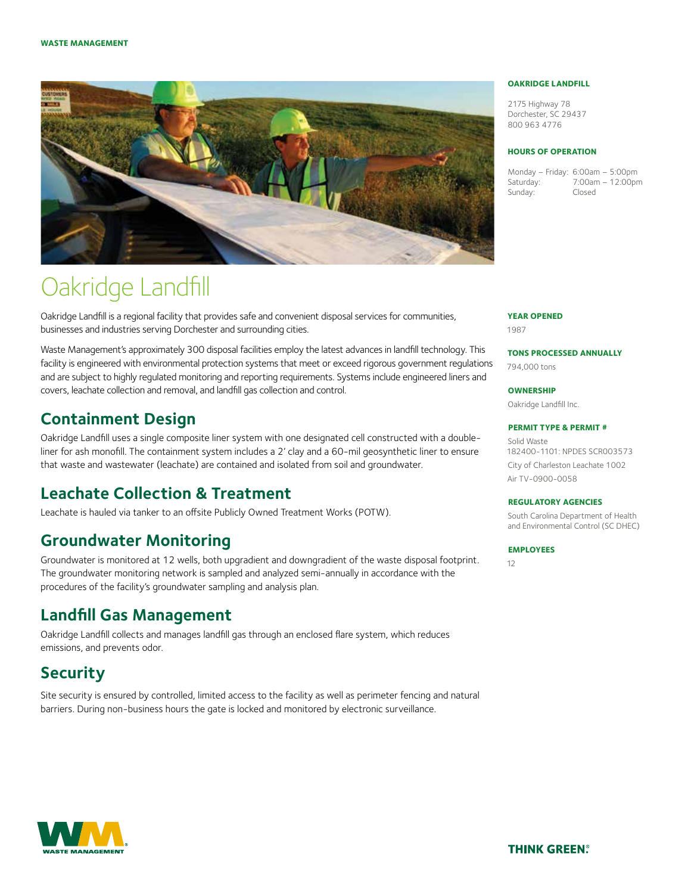# Oakridge Landfill

Oakridge Landfill is a regional facility that provides safe and convenient disposal services for communities, businesses and industries serving Dorchester and surrounding cities.

Waste Management's approximately 300 disposal facilities employ the latest advances in landfill technology. This facility is engineered with environmental protection systems that meet or exceed rigorous government regulations and are subject to highly regulated monitoring and reporting requirements. Systems include engineered liners and covers, leachate collection and removal, and landfill gas collection and control.

## Containment Design

Oakridge Landfill uses a single composite liner system with one designated cell constructed with a double-liner for ash monofill. The containment system includes a 2' clay and a 60-mil geosynthetic liner to ensure that waste and wastewater (leachate) are contained and isolated from soil and groundwater.

## Leachate Collection & Treatment

Leachate is hauled via tanker to an offsite Publicly Owned Treatment Works (POTW).

## Groundwater Monitoring

Groundwater is monitored at 12 wells, both upgradient and downgradient of the waste disposal footprint. The groundwater monitoring network is sampled and analyzed semi-annually in accordance with the procedures of the facility's groundwater sampling and analysis plan.

## Landfill Gas Management

Oakridge Landfill collects and manages landfill gas through an enclosed flare system, which reduces emissions, and prevents odor.

## Security

Site security is ensured by controlled, limited access to the facility as well as perimeter fencing and natural barriers. During non-business hours the gate is locked and monitored by electronic surveillance.

### OAKRIDGE LANDFILL

2175 Highway 78
Dorchester, SC 29437
800 963 4776

### HOURS OF OPERATION

| | |
|---|---|
| Monday – Friday: | 6:00am – 5:00pm |
| Saturday: | 7:00am – 12:00pm |
| Sunday: | Closed |

### YEAR OPENED

1987

### TONS PROCESSED ANNUALLY

794,000 tons

### OWNERSHIP

Oakridge Landfill Inc.

### PERMIT TYPE & PERMIT #

Solid Waste
182400-1101: NPDES SCR003573

City of Charleston Leachate 1002

Air TV-0900-0058

### REGULATORY AGENCIES

South Carolina Department of Health and Environmental Control (SC DHEC)

### EMPLOYEES

12

THINK GREEN.®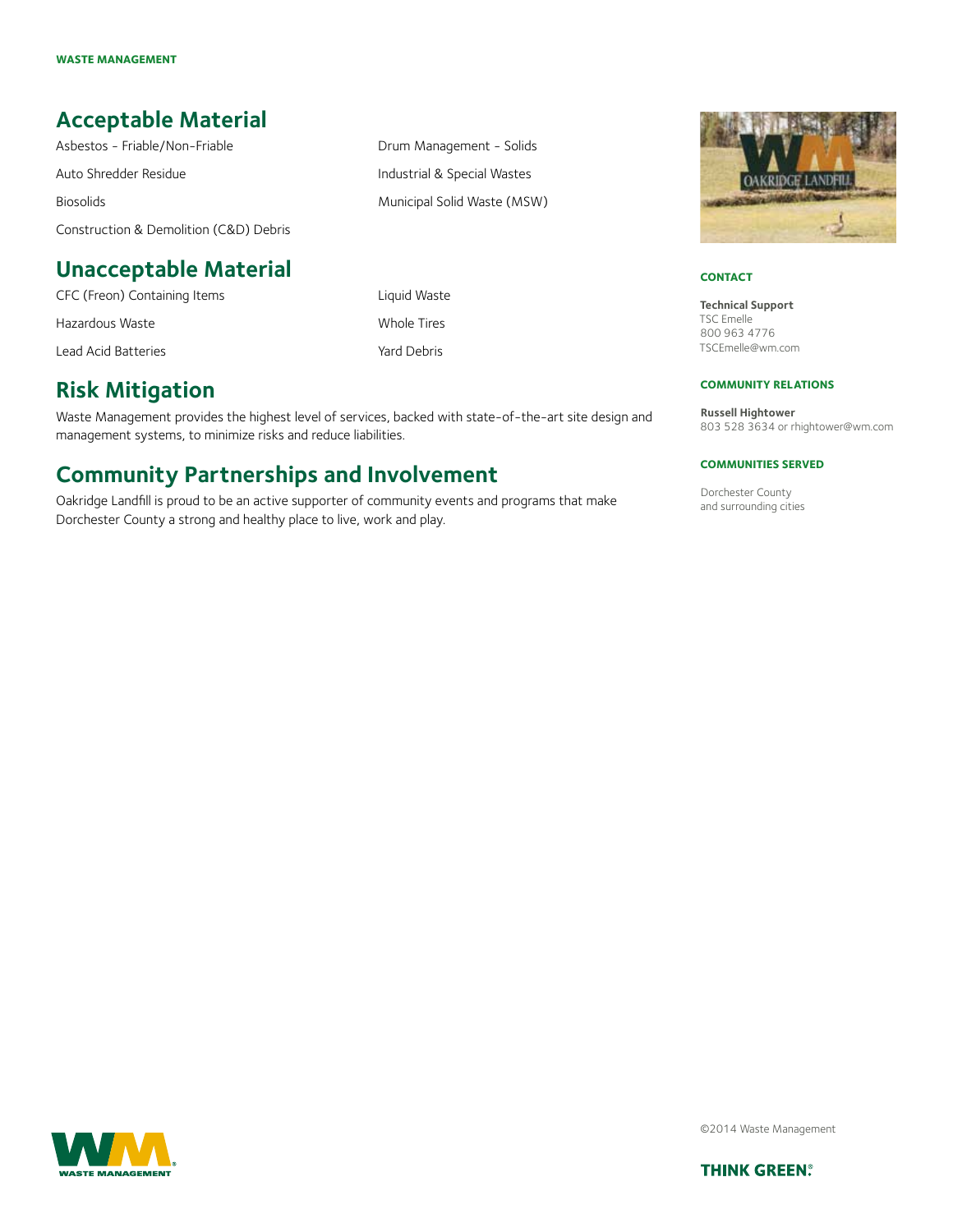## Acceptable Material

- Asbestos - Friable/Non-Friable
- Auto Shredder Residue
- Biosolids
- Construction & Demolition (C&D) Debris
- Drum Management - Solids
- Industrial & Special Wastes
- Municipal Solid Waste (MSW)

## Unacceptable Material

- CFC (Freon) Containing Items
- Hazardous Waste
- Lead Acid Batteries
- Liquid Waste
- Whole Tires
- Yard Debris

## Risk Mitigation

Waste Management provides the highest level of services, backed with state-of-the-art site design and management systems, to minimize risks and reduce liabilities.

## Community Partnerships and Involvement

Oakridge Landfill is proud to be an active supporter of community events and programs that make Dorchester County a strong and healthy place to live, work and play.

### CONTACT

**Technical Support**
TSC Emelle
800 963 4776
TSCEmelle@wm.com

### COMMUNITY RELATIONS

**Russell Hightower**
803 528 3634 or rhightower@wm.com

### COMMUNITIES SERVED

Dorchester County
and surrounding cities

©2014 Waste Management

THINK GREEN®